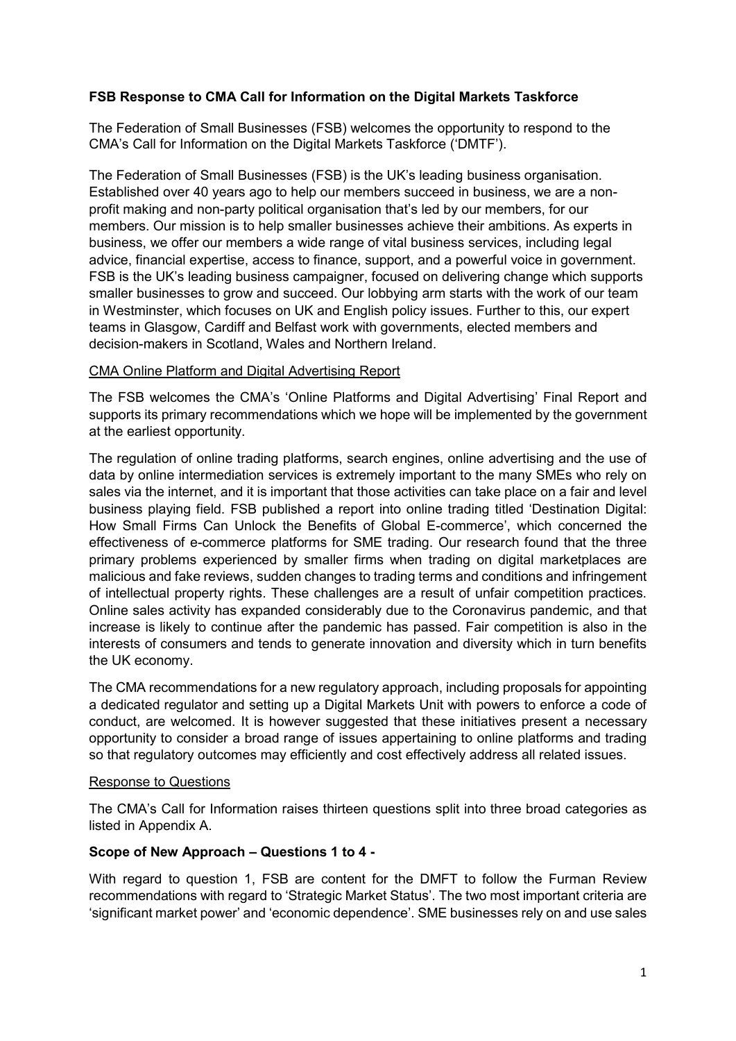**FSB Response to CMA Call for Information on the Digital Markets Taskforce**

The Federation of Small Businesses (FSB) welcomes the opportunity to respond to the CMA's Call for Information on the Digital Markets Taskforce ('DMTF').

The Federation of Small Businesses (FSB) is the UK's leading business organisation. Established over 40 years ago to help our members succeed in business, we are a non-profit making and non-party political organisation that's led by our members, for our members. Our mission is to help smaller businesses achieve their ambitions. As experts in business, we offer our members a wide range of vital business services, including legal advice, financial expertise, access to finance, support, and a powerful voice in government. FSB is the UK's leading business campaigner, focused on delivering change which supports smaller businesses to grow and succeed. Our lobbying arm starts with the work of our team in Westminster, which focuses on UK and English policy issues. Further to this, our expert teams in Glasgow, Cardiff and Belfast work with governments, elected members and decision-makers in Scotland, Wales and Northern Ireland.

<u>CMA Online Platform and Digital Advertising Report</u>

The FSB welcomes the CMA's 'Online Platforms and Digital Advertising' Final Report and supports its primary recommendations which we hope will be implemented by the government at the earliest opportunity.

The regulation of online trading platforms, search engines, online advertising and the use of data by online intermediation services is extremely important to the many SMEs who rely on sales via the internet, and it is important that those activities can take place on a fair and level business playing field. FSB published a report into online trading titled 'Destination Digital: How Small Firms Can Unlock the Benefits of Global E-commerce', which concerned the effectiveness of e-commerce platforms for SME trading. Our research found that the three primary problems experienced by smaller firms when trading on digital marketplaces are malicious and fake reviews, sudden changes to trading terms and conditions and infringement of intellectual property rights. These challenges are a result of unfair competition practices. Online sales activity has expanded considerably due to the Coronavirus pandemic, and that increase is likely to continue after the pandemic has passed. Fair competition is also in the interests of consumers and tends to generate innovation and diversity which in turn benefits the UK economy.

The CMA recommendations for a new regulatory approach, including proposals for appointing a dedicated regulator and setting up a Digital Markets Unit with powers to enforce a code of conduct, are welcomed. It is however suggested that these initiatives present a necessary opportunity to consider a broad range of issues appertaining to online platforms and trading so that regulatory outcomes may efficiently and cost effectively address all related issues.

<u>Response to Questions</u>

The CMA's Call for Information raises thirteen questions split into three broad categories as listed in Appendix A.

**Scope of New Approach – Questions 1 to 4 -**

With regard to question 1, FSB are content for the DMFT to follow the Furman Review recommendations with regard to 'Strategic Market Status'. The two most important criteria are 'significant market power' and 'economic dependence'. SME businesses rely on and use sales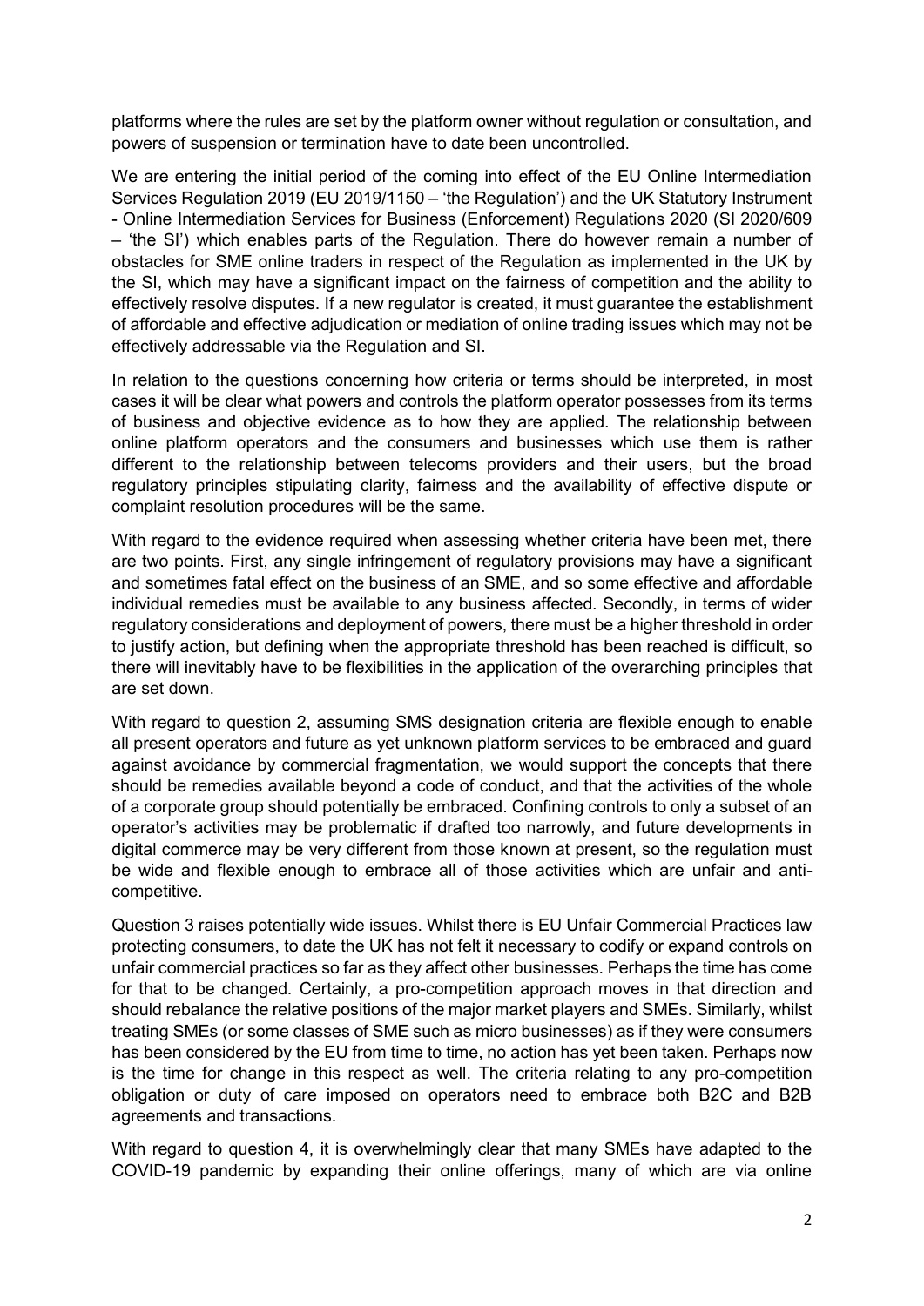platforms where the rules are set by the platform owner without regulation or consultation, and powers of suspension or termination have to date been uncontrolled.

We are entering the initial period of the coming into effect of the EU Online Intermediation Services Regulation 2019 (EU 2019/1150 – 'the Regulation') and the UK Statutory Instrument - Online Intermediation Services for Business (Enforcement) Regulations 2020 (SI 2020/609 – 'the SI') which enables parts of the Regulation. There do however remain a number of obstacles for SME online traders in respect of the Regulation as implemented in the UK by the SI, which may have a significant impact on the fairness of competition and the ability to effectively resolve disputes. If a new regulator is created, it must guarantee the establishment of affordable and effective adjudication or mediation of online trading issues which may not be effectively addressable via the Regulation and SI.

In relation to the questions concerning how criteria or terms should be interpreted, in most cases it will be clear what powers and controls the platform operator possesses from its terms of business and objective evidence as to how they are applied. The relationship between online platform operators and the consumers and businesses which use them is rather different to the relationship between telecoms providers and their users, but the broad regulatory principles stipulating clarity, fairness and the availability of effective dispute or complaint resolution procedures will be the same.

With regard to the evidence required when assessing whether criteria have been met, there are two points. First, any single infringement of regulatory provisions may have a significant and sometimes fatal effect on the business of an SME, and so some effective and affordable individual remedies must be available to any business affected. Secondly, in terms of wider regulatory considerations and deployment of powers, there must be a higher threshold in order to justify action, but defining when the appropriate threshold has been reached is difficult, so there will inevitably have to be flexibilities in the application of the overarching principles that are set down.

With regard to question 2, assuming SMS designation criteria are flexible enough to enable all present operators and future as yet unknown platform services to be embraced and guard against avoidance by commercial fragmentation, we would support the concepts that there should be remedies available beyond a code of conduct, and that the activities of the whole of a corporate group should potentially be embraced. Confining controls to only a subset of an operator's activities may be problematic if drafted too narrowly, and future developments in digital commerce may be very different from those known at present, so the regulation must be wide and flexible enough to embrace all of those activities which are unfair and anti-competitive.

Question 3 raises potentially wide issues. Whilst there is EU Unfair Commercial Practices law protecting consumers, to date the UK has not felt it necessary to codify or expand controls on unfair commercial practices so far as they affect other businesses. Perhaps the time has come for that to be changed. Certainly, a pro-competition approach moves in that direction and should rebalance the relative positions of the major market players and SMEs. Similarly, whilst treating SMEs (or some classes of SME such as micro businesses) as if they were consumers has been considered by the EU from time to time, no action has yet been taken. Perhaps now is the time for change in this respect as well. The criteria relating to any pro-competition obligation or duty of care imposed on operators need to embrace both B2C and B2B agreements and transactions.

With regard to question 4, it is overwhelmingly clear that many SMEs have adapted to the COVID-19 pandemic by expanding their online offerings, many of which are via online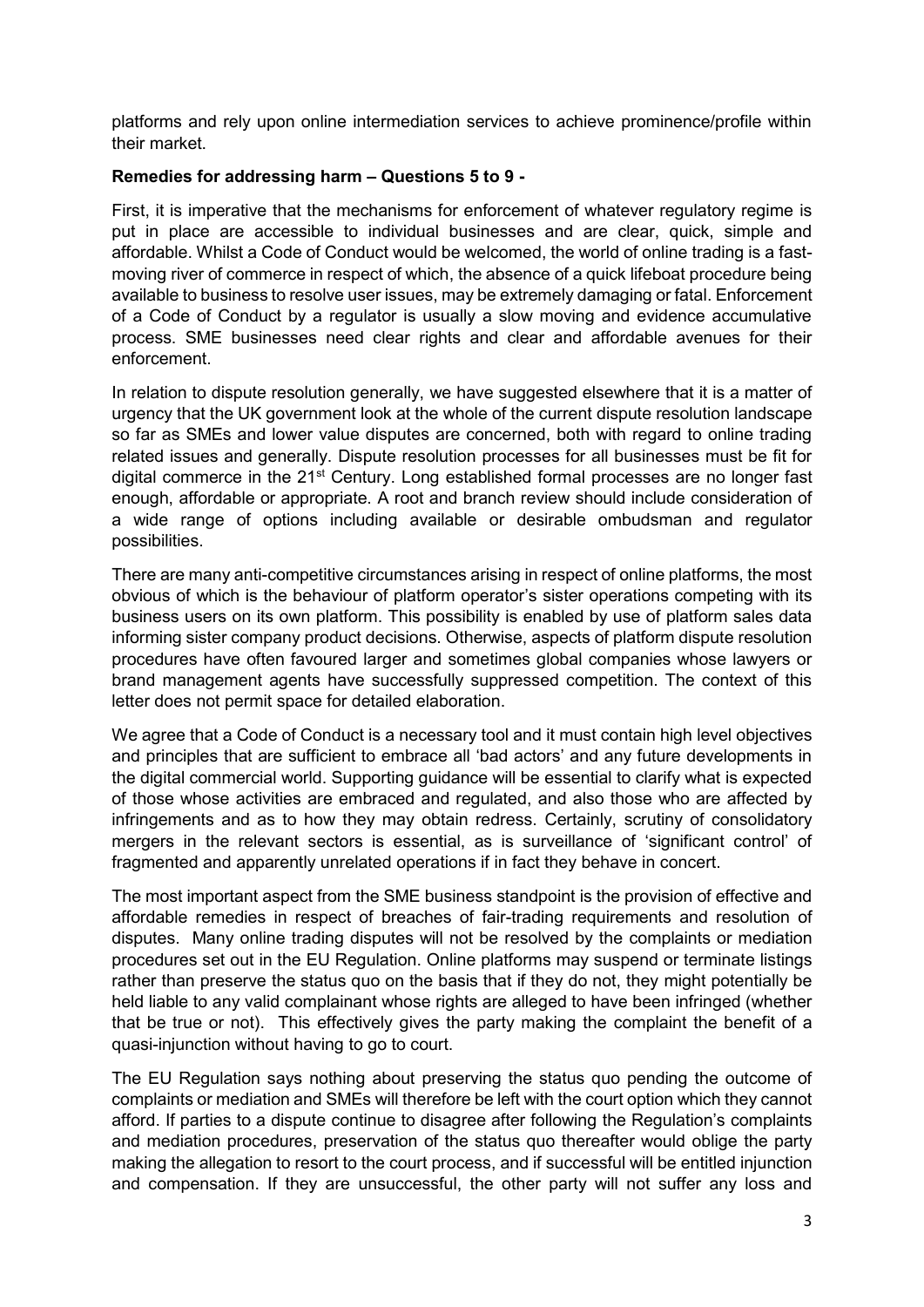platforms and rely upon online intermediation services to achieve prominence/profile within their market.

**Remedies for addressing harm – Questions 5 to 9 -**

First, it is imperative that the mechanisms for enforcement of whatever regulatory regime is put in place are accessible to individual businesses and are clear, quick, simple and affordable. Whilst a Code of Conduct would be welcomed, the world of online trading is a fast-moving river of commerce in respect of which, the absence of a quick lifeboat procedure being available to business to resolve user issues, may be extremely damaging or fatal. Enforcement of a Code of Conduct by a regulator is usually a slow moving and evidence accumulative process. SME businesses need clear rights and clear and affordable avenues for their enforcement.

In relation to dispute resolution generally, we have suggested elsewhere that it is a matter of urgency that the UK government look at the whole of the current dispute resolution landscape so far as SMEs and lower value disputes are concerned, both with regard to online trading related issues and generally. Dispute resolution processes for all businesses must be fit for digital commerce in the 21st Century. Long established formal processes are no longer fast enough, affordable or appropriate. A root and branch review should include consideration of a wide range of options including available or desirable ombudsman and regulator possibilities.

There are many anti-competitive circumstances arising in respect of online platforms, the most obvious of which is the behaviour of platform operator's sister operations competing with its business users on its own platform. This possibility is enabled by use of platform sales data informing sister company product decisions. Otherwise, aspects of platform dispute resolution procedures have often favoured larger and sometimes global companies whose lawyers or brand management agents have successfully suppressed competition. The context of this letter does not permit space for detailed elaboration.

We agree that a Code of Conduct is a necessary tool and it must contain high level objectives and principles that are sufficient to embrace all 'bad actors' and any future developments in the digital commercial world. Supporting guidance will be essential to clarify what is expected of those whose activities are embraced and regulated, and also those who are affected by infringements and as to how they may obtain redress. Certainly, scrutiny of consolidatory mergers in the relevant sectors is essential, as is surveillance of 'significant control' of fragmented and apparently unrelated operations if in fact they behave in concert.

The most important aspect from the SME business standpoint is the provision of effective and affordable remedies in respect of breaches of fair-trading requirements and resolution of disputes. Many online trading disputes will not be resolved by the complaints or mediation procedures set out in the EU Regulation. Online platforms may suspend or terminate listings rather than preserve the status quo on the basis that if they do not, they might potentially be held liable to any valid complainant whose rights are alleged to have been infringed (whether that be true or not). This effectively gives the party making the complaint the benefit of a quasi-injunction without having to go to court.

The EU Regulation says nothing about preserving the status quo pending the outcome of complaints or mediation and SMEs will therefore be left with the court option which they cannot afford. If parties to a dispute continue to disagree after following the Regulation's complaints and mediation procedures, preservation of the status quo thereafter would oblige the party making the allegation to resort to the court process, and if successful will be entitled injunction and compensation. If they are unsuccessful, the other party will not suffer any loss and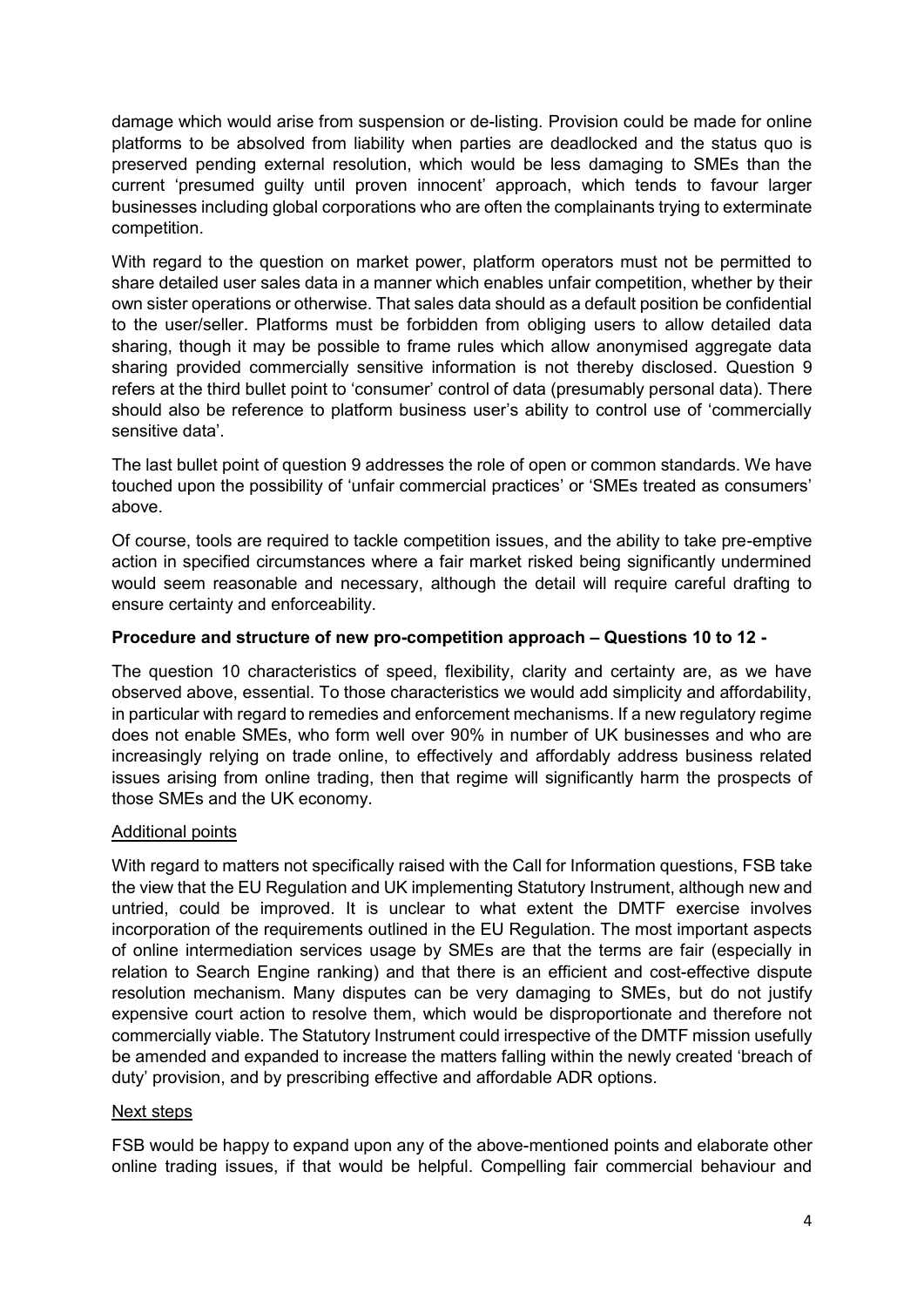damage which would arise from suspension or de-listing. Provision could be made for online platforms to be absolved from liability when parties are deadlocked and the status quo is preserved pending external resolution, which would be less damaging to SMEs than the current 'presumed guilty until proven innocent' approach, which tends to favour larger businesses including global corporations who are often the complainants trying to exterminate competition.

With regard to the question on market power, platform operators must not be permitted to share detailed user sales data in a manner which enables unfair competition, whether by their own sister operations or otherwise. That sales data should as a default position be confidential to the user/seller. Platforms must be forbidden from obliging users to allow detailed data sharing, though it may be possible to frame rules which allow anonymised aggregate data sharing provided commercially sensitive information is not thereby disclosed. Question 9 refers at the third bullet point to 'consumer' control of data (presumably personal data). There should also be reference to platform business user's ability to control use of 'commercially sensitive data'.

The last bullet point of question 9 addresses the role of open or common standards. We have touched upon the possibility of 'unfair commercial practices' or 'SMEs treated as consumers' above.

Of course, tools are required to tackle competition issues, and the ability to take pre-emptive action in specified circumstances where a fair market risked being significantly undermined would seem reasonable and necessary, although the detail will require careful drafting to ensure certainty and enforceability.

**Procedure and structure of new pro-competition approach – Questions 10 to 12 -**

The question 10 characteristics of speed, flexibility, clarity and certainty are, as we have observed above, essential. To those characteristics we would add simplicity and affordability, in particular with regard to remedies and enforcement mechanisms. If a new regulatory regime does not enable SMEs, who form well over 90% in number of UK businesses and who are increasingly relying on trade online, to effectively and affordably address business related issues arising from online trading, then that regime will significantly harm the prospects of those SMEs and the UK economy.

Additional points

With regard to matters not specifically raised with the Call for Information questions, FSB take the view that the EU Regulation and UK implementing Statutory Instrument, although new and untried, could be improved. It is unclear to what extent the DMTF exercise involves incorporation of the requirements outlined in the EU Regulation. The most important aspects of online intermediation services usage by SMEs are that the terms are fair (especially in relation to Search Engine ranking) and that there is an efficient and cost-effective dispute resolution mechanism. Many disputes can be very damaging to SMEs, but do not justify expensive court action to resolve them, which would be disproportionate and therefore not commercially viable. The Statutory Instrument could irrespective of the DMTF mission usefully be amended and expanded to increase the matters falling within the newly created 'breach of duty' provision, and by prescribing effective and affordable ADR options.

Next steps

FSB would be happy to expand upon any of the above-mentioned points and elaborate other online trading issues, if that would be helpful. Compelling fair commercial behaviour and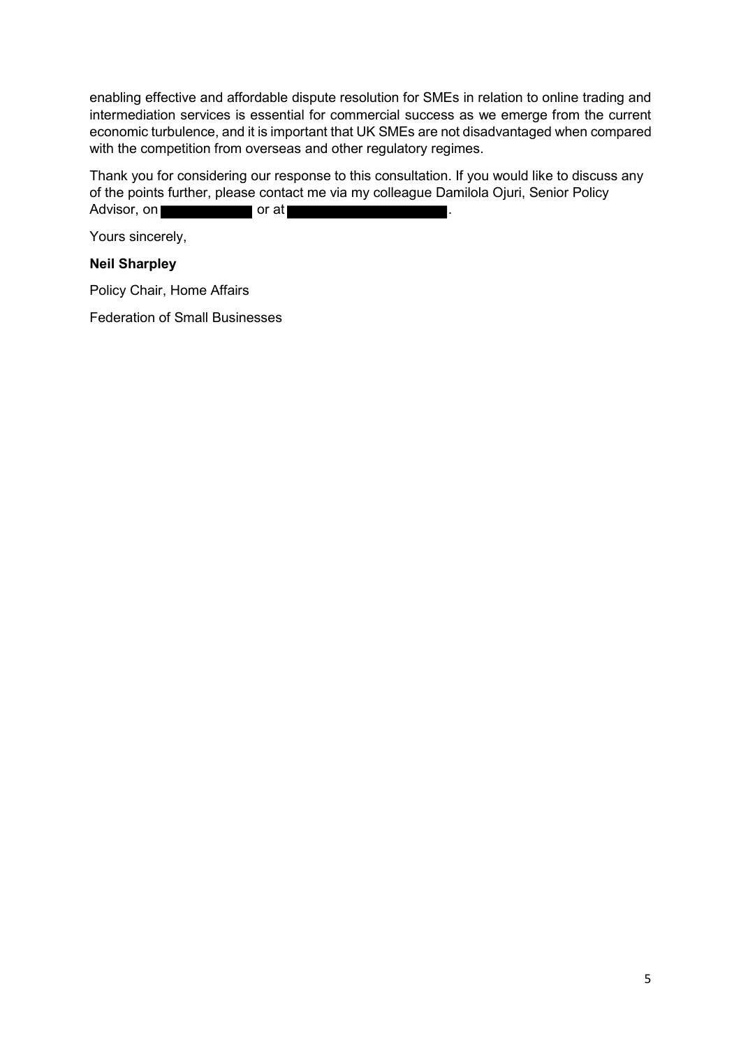enabling effective and affordable dispute resolution for SMEs in relation to online trading and intermediation services is essential for commercial success as we emerge from the current economic turbulence, and it is important that UK SMEs are not disadvantaged when compared with the competition from overseas and other regulatory regimes.

Thank you for considering our response to this consultation. If you would like to discuss any of the points further, please contact me via my colleague Damilola Ojuri, Senior Policy Advisor, on [redacted] or at [redacted].

Yours sincerely,

**Neil Sharpley**

Policy Chair, Home Affairs

Federation of Small Businesses